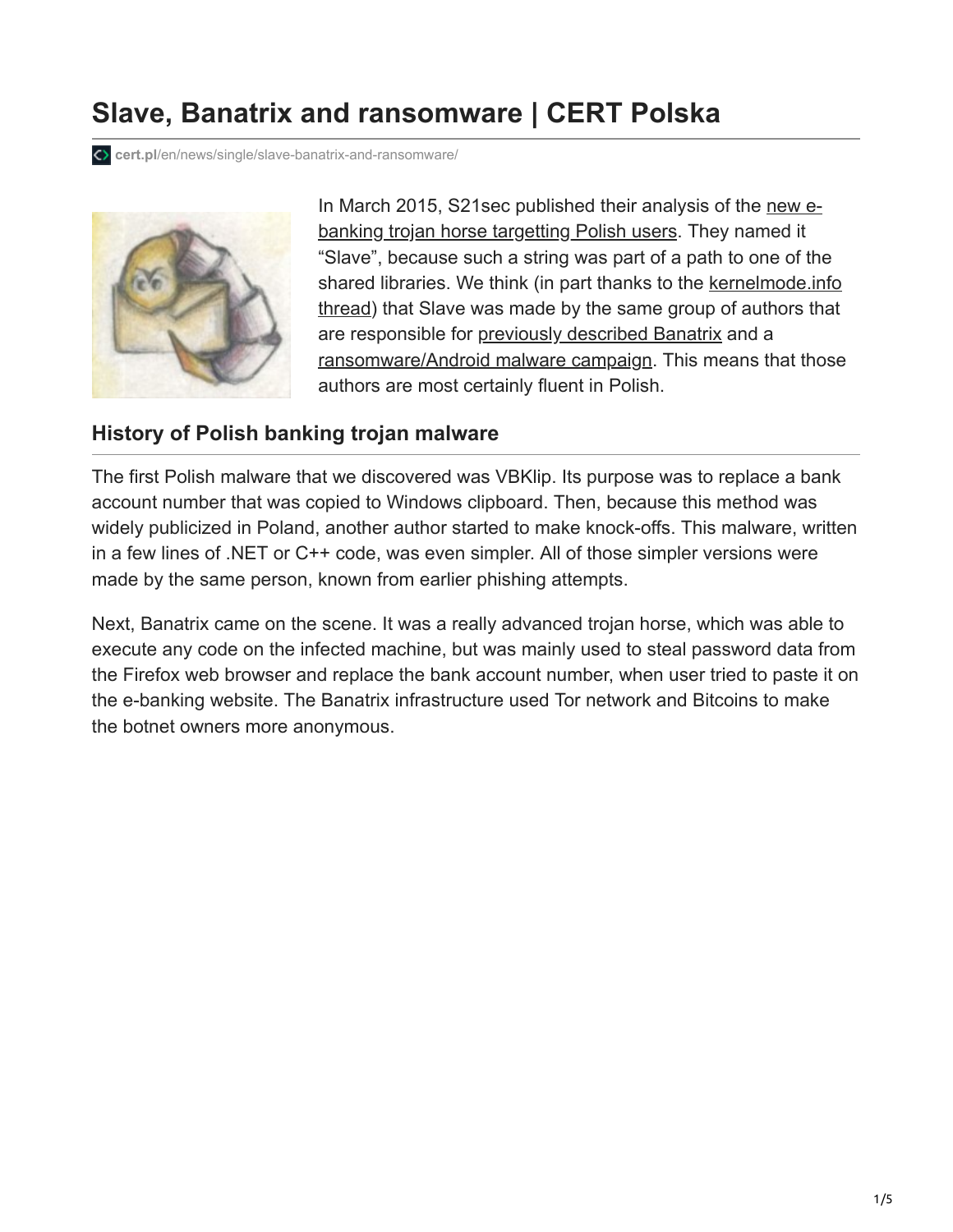# Slave, Banatrix and ransomware | CERT Polska

cert.pl/en/news/single/slave-banatrix-and-ransomware/

In March 2015, S21sec published their analysis of the new e-banking trojan horse targetting Polish users. They named it "Slave", because such a string was part of a path to one of the shared libraries. We think (in part thanks to the kernelmode.info thread) that Slave was made by the same group of authors that are responsible for previously described Banatrix and a ransomware/Android malware campaign. This means that those authors are most certainly fluent in Polish.

## History of Polish banking trojan malware

The first Polish malware that we discovered was VBKlip. Its purpose was to replace a bank account number that was copied to Windows clipboard. Then, because this method was widely publicized in Poland, another author started to make knock-offs. This malware, written in a few lines of .NET or C++ code, was even simpler. All of those simpler versions were made by the same person, known from earlier phishing attempts.

Next, Banatrix came on the scene. It was a really advanced trojan horse, which was able to execute any code on the infected machine, but was mainly used to steal password data from the Firefox web browser and replace the bank account number, when user tried to paste it on the e-banking website. The Banatrix infrastructure used Tor network and Bitcoins to make the botnet owners more anonymous.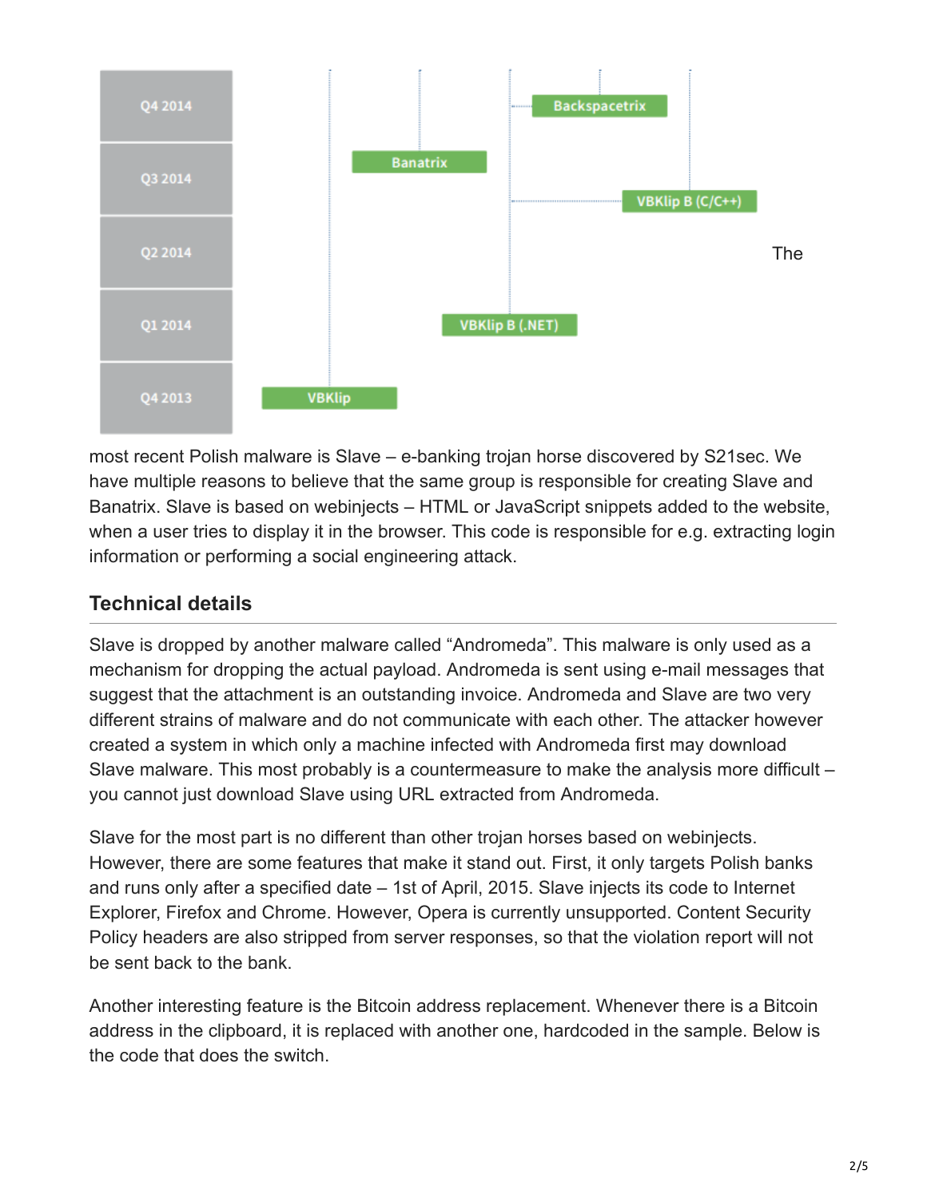| Q4 2014 | | Backspacetrix |
|---|---|---|
| Q3 2014 | Banatrix | VBKlip B (C/C++) |
| Q2 2014 | | |
| Q1 2014 | | VBKlip B (.NET) |
| Q4 2013 | VBKlip | |

The most recent Polish malware is Slave – e-banking trojan horse discovered by S21sec. We have multiple reasons to believe that the same group is responsible for creating Slave and Banatrix. Slave is based on webinjects – HTML or JavaScript snippets added to the website, when a user tries to display it in the browser. This code is responsible for e.g. extracting login information or performing a social engineering attack.

## Technical details

Slave is dropped by another malware called "Andromeda". This malware is only used as a mechanism for dropping the actual payload. Andromeda is sent using e-mail messages that suggest that the attachment is an outstanding invoice. Andromeda and Slave are two very different strains of malware and do not communicate with each other. The attacker however created a system in which only a machine infected with Andromeda first may download Slave malware. This most probably is a countermeasure to make the analysis more difficult – you cannot just download Slave using URL extracted from Andromeda.

Slave for the most part is no different than other trojan horses based on webinjects. However, there are some features that make it stand out. First, it only targets Polish banks and runs only after a specified date – 1st of April, 2015. Slave injects its code to Internet Explorer, Firefox and Chrome. However, Opera is currently unsupported. Content Security Policy headers are also stripped from server responses, so that the violation report will not be sent back to the bank.

Another interesting feature is the Bitcoin address replacement. Whenever there is a Bitcoin address in the clipboard, it is replaced with another one, hardcoded in the sample. Below is the code that does the switch.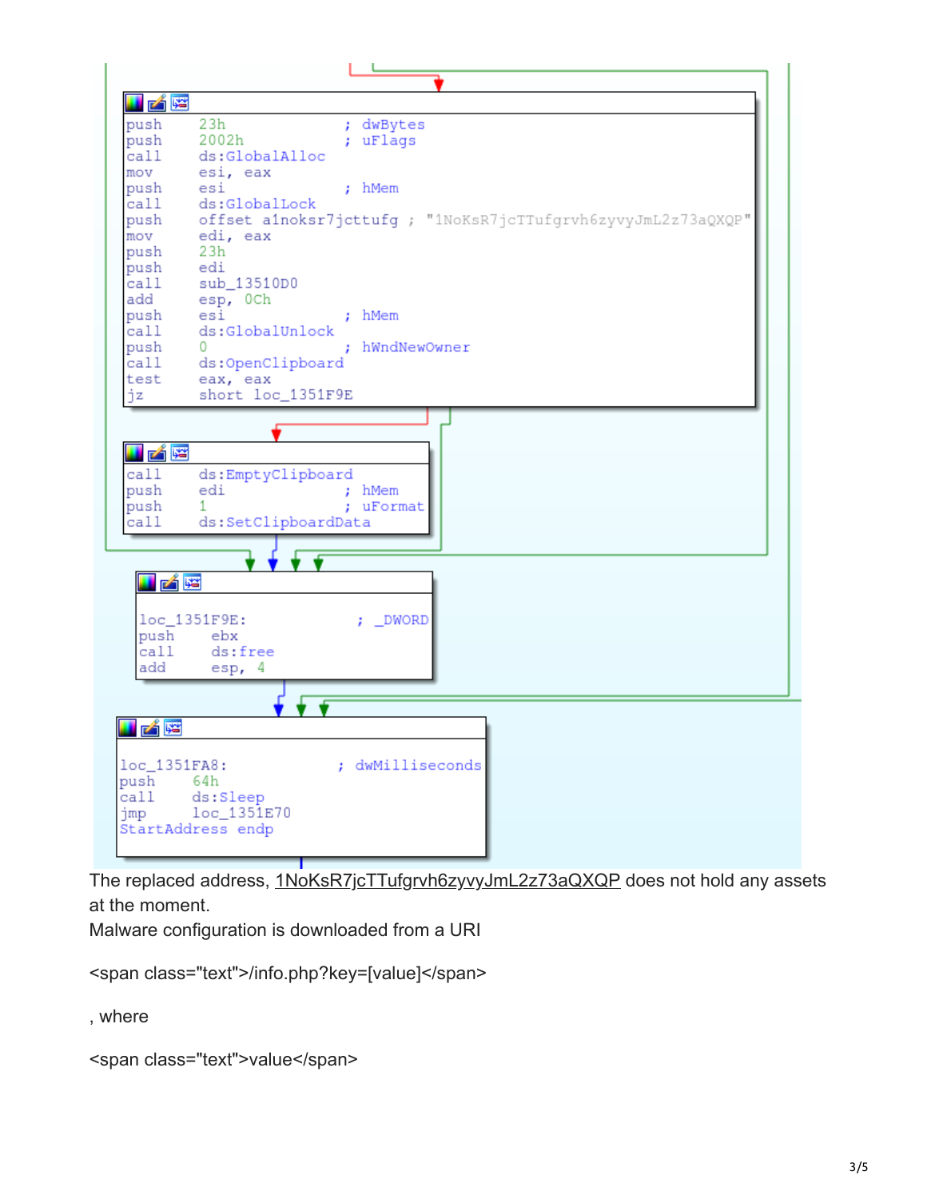```
push    23h                         ; dwBytes
push    2002h                       ; uFlags
call    ds:GlobalAlloc
mov     esi, eax
push    esi                         ; hMem
call    ds:GlobalLock
push    offset a1noksr7jcttufg ; "1NoKsR7jcTTufgrvh6zyvyJmL2z73aQXQP"
mov     edi, eax
push    23h
push    edi
call    sub_13510D0
add     esp, 0Ch
push    esi                         ; hMem
call    ds:GlobalUnlock
push    0                           ; hWndNewOwner
call    ds:OpenClipboard
test    eax, eax
jz      short loc_1351F9E

call    ds:EmptyClipboard
push    edi                         ; hMem
push    1                           ; uFormat
call    ds:SetClipboardData

loc_1351F9E:                        ; _DWORD
push    ebx
call    ds:free
add     esp, 4

loc_1351FA8:                        ; dwMilliseconds
push    64h
call    ds:Sleep
jmp     loc_1351E70
StartAddress endp
```

The replaced address, 1NoKsR7jcTTufgrvh6zyvyJmL2z73aQXQP does not hold any assets at the moment.

Malware configuration is downloaded from a URI

<span class="text">/info.php?key=[value]</span>

, where

<span class="text">value</span>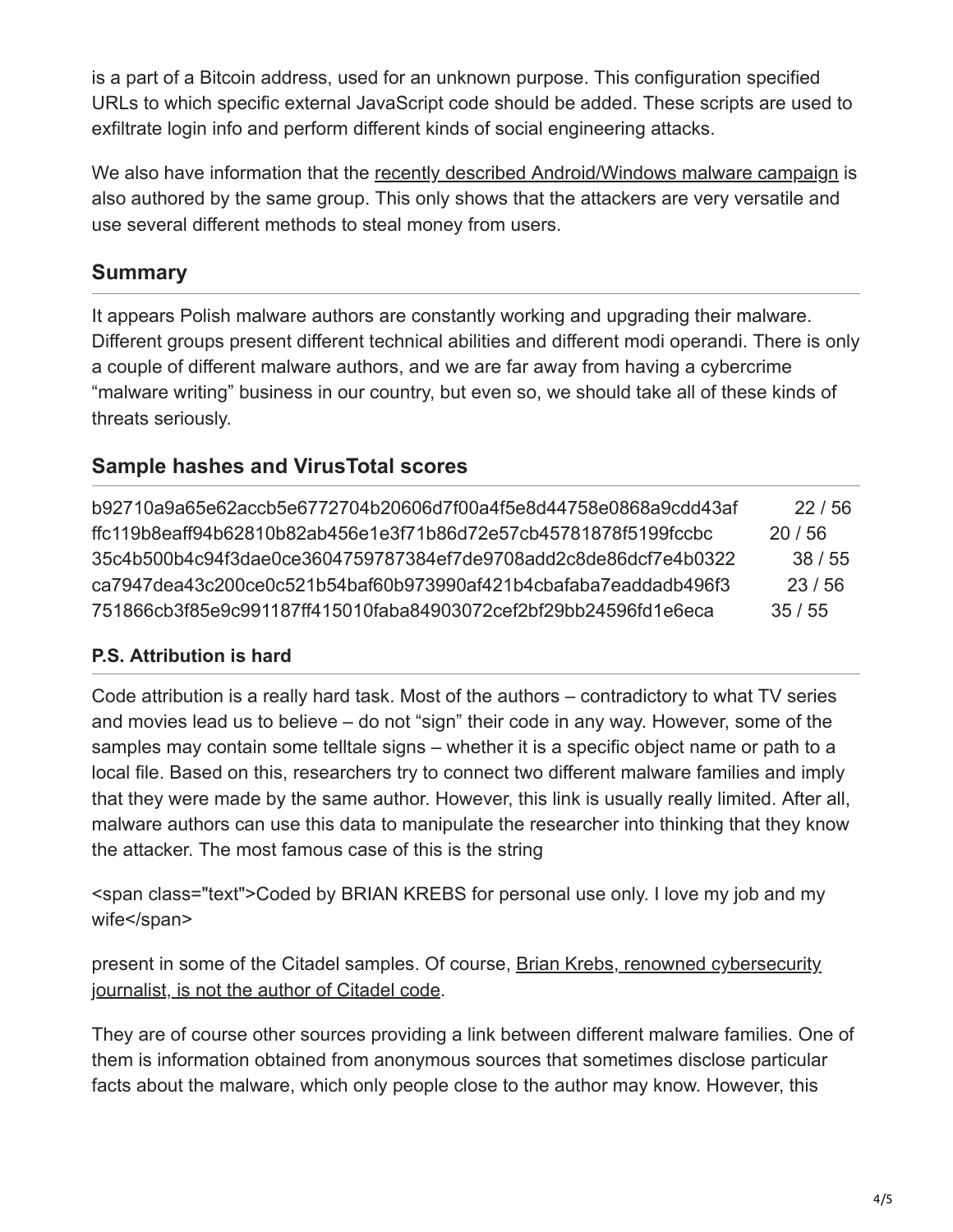is a part of a Bitcoin address, used for an unknown purpose. This configuration specified URLs to which specific external JavaScript code should be added. These scripts are used to exfiltrate login info and perform different kinds of social engineering attacks.

We also have information that the recently described Android/Windows malware campaign is also authored by the same group. This only shows that the attackers are very versatile and use several different methods to steal money from users.

## Summary

It appears Polish malware authors are constantly working and upgrading their malware. Different groups present different technical abilities and different modi operandi. There is only a couple of different malware authors, and we are far away from having a cybercrime "malware writing" business in our country, but even so, we should take all of these kinds of threats seriously.

## Sample hashes and VirusTotal scores

| Hash | Score |
|---|---|
| b92710a9a65e62accb5e6772704b20606d7f00a4f5e8d44758e0868a9cdd43af | 22 / 56 |
| ffc119b8eaff94b62810b82ab456e1e3f71b86d72e57cb45781878f5199fccbc | 20 / 56 |
| 35c4b500b4c94f3dae0ce3604759787384ef7de9708add2c8de86dcf7e4b0322 | 38 / 55 |
| ca7947dea43c200ce0c521b54baf60b973990af421b4cbafaba7eaddadb496f3 | 23 / 56 |
| 751866cb3f85e9c991187ff415010faba84903072cef2bf29bb24596fd1e6eca | 35 / 55 |

### P.S. Attribution is hard

Code attribution is a really hard task. Most of the authors – contradictory to what TV series and movies lead us to believe – do not "sign" their code in any way. However, some of the samples may contain some telltale signs – whether it is a specific object name or path to a local file. Based on this, researchers try to connect two different malware families and imply that they were made by the same author. However, this link is usually really limited. After all, malware authors can use this data to manipulate the researcher into thinking that they know the attacker. The most famous case of this is the string

```
<span class="text">Coded by BRIAN KREBS for personal use only. I love my job and my wife</span>
```

present in some of the Citadel samples. Of course, Brian Krebs, renowned cybersecurity journalist, is not the author of Citadel code.

They are of course other sources providing a link between different malware families. One of them is information obtained from anonymous sources that sometimes disclose particular facts about the malware, which only people close to the author may know. However, this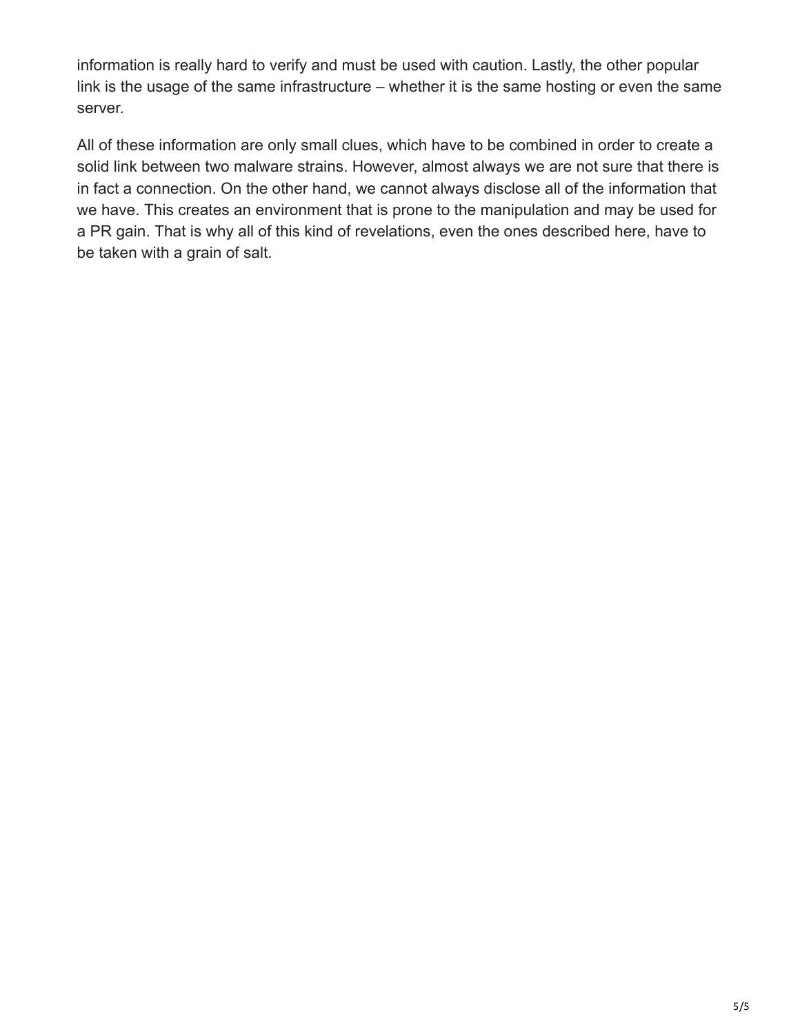information is really hard to verify and must be used with caution. Lastly, the other popular link is the usage of the same infrastructure – whether it is the same hosting or even the same server.

All of these information are only small clues, which have to be combined in order to create a solid link between two malware strains. However, almost always we are not sure that there is in fact a connection. On the other hand, we cannot always disclose all of the information that we have. This creates an environment that is prone to the manipulation and may be used for a PR gain. That is why all of this kind of revelations, even the ones described here, have to be taken with a grain of salt.